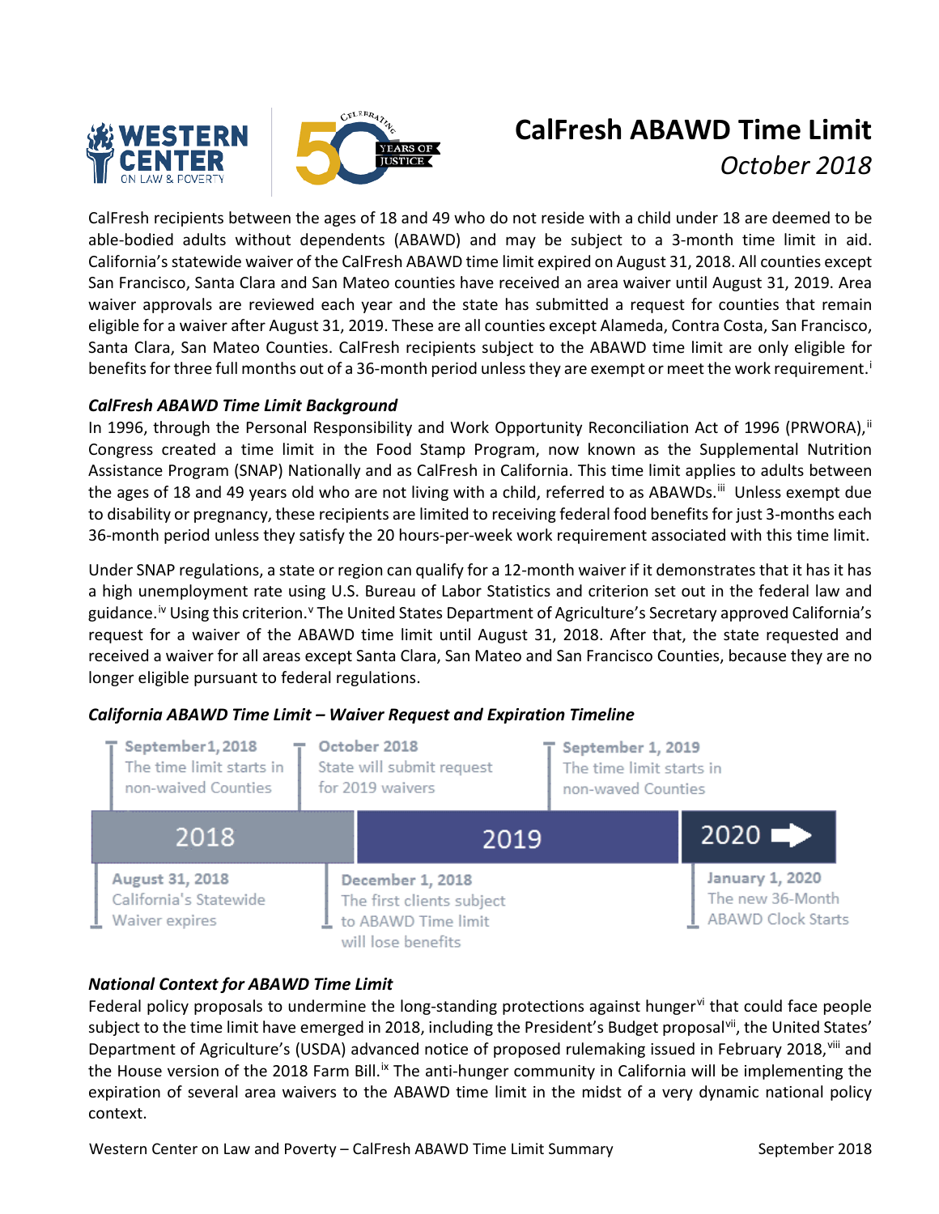# CalFresh ABAWD Time Limit

*October 2018*

CalFresh recipients between the ages of 18 and 49 who do not reside with a child under 18 are deemed to be able-bodied adults without dependents (ABAWD) and may be subject to a 3-month time limit in aid. California's statewide waiver of the CalFresh ABAWD time limit expired on August 31, 2018. All counties except San Francisco, Santa Clara and San Mateo counties have received an area waiver until August 31, 2019. Area waiver approvals are reviewed each year and the state has submitted a request for counties that remain eligible for a waiver after August 31, 2019. These are all counties except Alameda, Contra Costa, San Francisco, Santa Clara, San Mateo Counties. CalFresh recipients subject to the ABAWD time limit are only eligible for benefits for three full months out of a 36-month period unless they are exempt or meet the work requirement.[i]

### *CalFresh ABAWD Time Limit Background*

In 1996, through the Personal Responsibility and Work Opportunity Reconciliation Act of 1996 (PRWORA),[ii] Congress created a time limit in the Food Stamp Program, now known as the Supplemental Nutrition Assistance Program (SNAP) Nationally and as CalFresh in California. This time limit applies to adults between the ages of 18 and 49 years old who are not living with a child, referred to as ABAWDs.[iii] Unless exempt due to disability or pregnancy, these recipients are limited to receiving federal food benefits for just 3-months each 36-month period unless they satisfy the 20 hours-per-week work requirement associated with this time limit.

Under SNAP regulations, a state or region can qualify for a 12-month waiver if it demonstrates that it has it has a high unemployment rate using U.S. Bureau of Labor Statistics and criterion set out in the federal law and guidance.[iv] Using this criterion.[v] The United States Department of Agriculture's Secretary approved California's request for a waiver of the ABAWD time limit until August 31, 2018. After that, the state requested and received a waiver for all areas except Santa Clara, San Mateo and San Francisco Counties, because they are no longer eligible pursuant to federal regulations.

### *California ABAWD Time Limit – Waiver Request and Expiration Timeline*

**2018**
- **August 31, 2018** – California's Statewide Waiver expires
- **September 1, 2018** – The time limit starts in non-waived Counties
- **October 2018** – State will submit request for 2019 waivers
- **December 1, 2018** – The first clients subject to ABAWD Time limit will lose benefits

**2019**
- **September 1, 2019** – The time limit starts in non-waved Counties

**2020**
- **January 1, 2020** – The new 36-Month ABAWD Clock Starts

### *National Context for ABAWD Time Limit*

Federal policy proposals to undermine the long-standing protections against hunger[vi] that could face people subject to the time limit have emerged in 2018, including the President's Budget proposal[vii], the United States' Department of Agriculture's (USDA) advanced notice of proposed rulemaking issued in February 2018,[viii] and the House version of the 2018 Farm Bill.[ix] The anti-hunger community in California will be implementing the expiration of several area waivers to the ABAWD time limit in the midst of a very dynamic national policy context.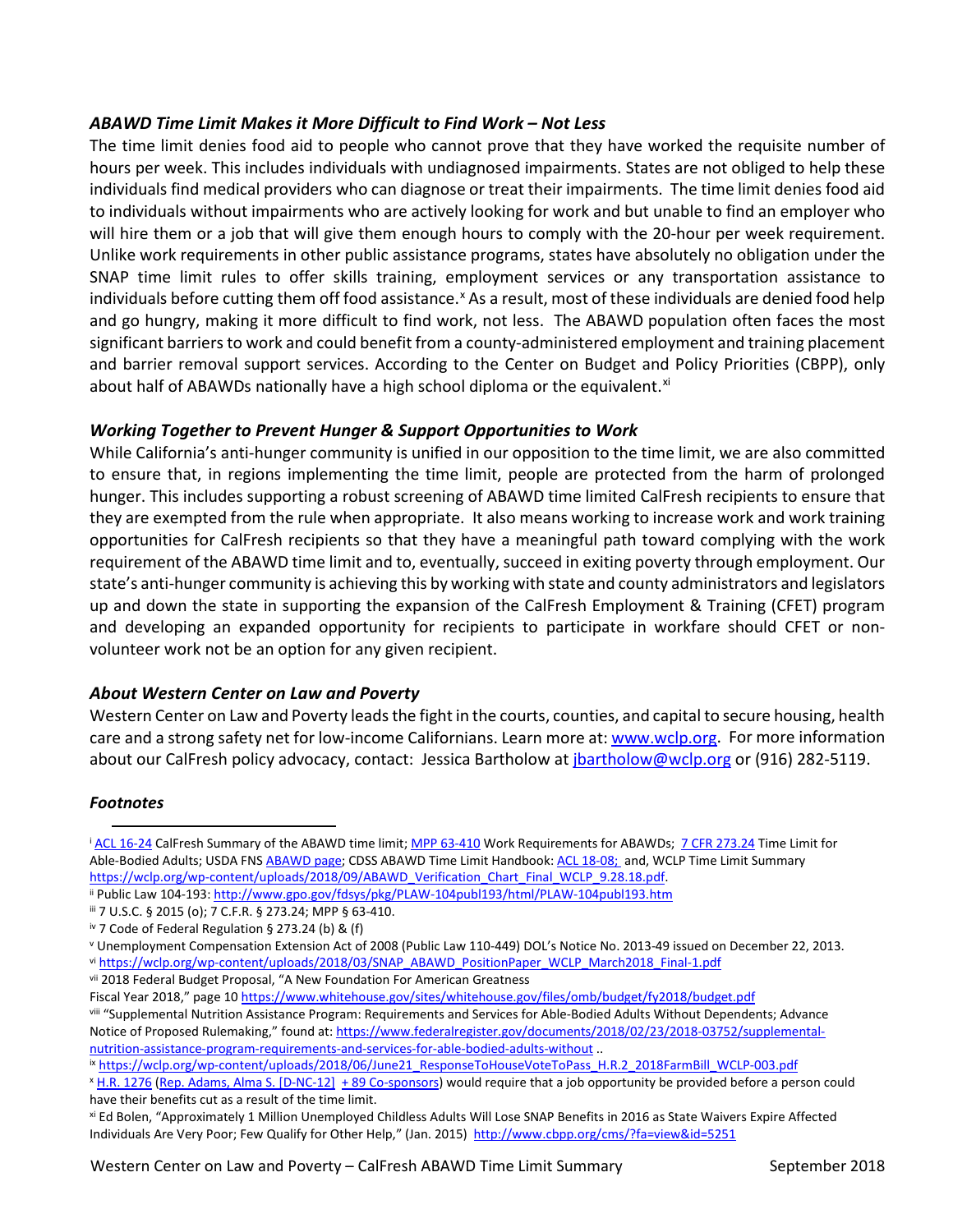### *ABAWD Time Limit Makes it More Difficult to Find Work – Not Less*

The time limit denies food aid to people who cannot prove that they have worked the requisite number of hours per week. This includes individuals with undiagnosed impairments. States are not obliged to help these individuals find medical providers who can diagnose or treat their impairments. The time limit denies food aid to individuals without impairments who are actively looking for work and but unable to find an employer who will hire them or a job that will give them enough hours to comply with the 20-hour per week requirement. Unlike work requirements in other public assistance programs, states have absolutely no obligation under the SNAP time limit rules to offer skills training, employment services or any transportation assistance to individuals before cutting them off food assistance.[x] As a result, most of these individuals are denied food help and go hungry, making it more difficult to find work, not less. The ABAWD population often faces the most significant barriers to work and could benefit from a county-administered employment and training placement and barrier removal support services. According to the Center on Budget and Policy Priorities (CBPP), only about half of ABAWDs nationally have a high school diploma or the equivalent.[xi]

### *Working Together to Prevent Hunger & Support Opportunities to Work*

While California's anti-hunger community is unified in our opposition to the time limit, we are also committed to ensure that, in regions implementing the time limit, people are protected from the harm of prolonged hunger. This includes supporting a robust screening of ABAWD time limited CalFresh recipients to ensure that they are exempted from the rule when appropriate. It also means working to increase work and work training opportunities for CalFresh recipients so that they have a meaningful path toward complying with the work requirement of the ABAWD time limit and to, eventually, succeed in exiting poverty through employment. Our state's anti-hunger community is achieving this by working with state and county administrators and legislators up and down the state in supporting the expansion of the CalFresh Employment & Training (CFET) program and developing an expanded opportunity for recipients to participate in workfare should CFET or non-volunteer work not be an option for any given recipient.

### *About Western Center on Law and Poverty*

Western Center on Law and Poverty leads the fight in the courts, counties, and capital to secure housing, health care and a strong safety net for low-income Californians. Learn more at: www.wclp.org. For more information about our CalFresh policy advocacy, contact: Jessica Bartholow at jbartholow@wclp.org or (916) 282-5119.

### *Footnotes*

[i] ACL 16-24 CalFresh Summary of the ABAWD time limit; MPP 63-410 Work Requirements for ABAWDs; 7 CFR 273.24 Time Limit for Able-Bodied Adults; USDA FNS ABAWD page; CDSS ABAWD Time Limit Handbook: ACL 18-08; and, WCLP Time Limit Summary https://wclp.org/wp-content/uploads/2018/09/ABAWD_Verification_Chart_Final_WCLP_9.28.18.pdf.

[ii] Public Law 104-193: http://www.gpo.gov/fdsys/pkg/PLAW-104publ193/html/PLAW-104publ193.htm

[iii] 7 U.S.C. § 2015 (o); 7 C.F.R. § 273.24; MPP § 63-410.

[iv] 7 Code of Federal Regulation § 273.24 (b) & (f)

[v] Unemployment Compensation Extension Act of 2008 (Public Law 110-449) DOL's Notice No. 2013-49 issued on December 22, 2013.

[vi] https://wclp.org/wp-content/uploads/2018/03/SNAP_ABAWD_PositionPaper_WCLP_March2018_Final-1.pdf

[vii] 2018 Federal Budget Proposal, "A New Foundation For American Greatness Fiscal Year 2018," page 10 https://www.whitehouse.gov/sites/whitehouse.gov/files/omb/budget/fy2018/budget.pdf

[viii] "Supplemental Nutrition Assistance Program: Requirements and Services for Able-Bodied Adults Without Dependents; Advance Notice of Proposed Rulemaking," found at: https://www.federalregister.gov/documents/2018/02/23/2018-03752/supplemental-nutrition-assistance-program-requirements-and-services-for-able-bodied-adults-without ..

[ix] https://wclp.org/wp-content/uploads/2018/06/June21_ResponseToHouseVoteToPass_H.R.2_2018FarmBill_WCLP-003.pdf

[x] H.R. 1276 (Rep. Adams, Alma S. [D-NC-12] + 89 Co-sponsors) would require that a job opportunity be provided before a person could have their benefits cut as a result of the time limit.

[xi] Ed Bolen, "Approximately 1 Million Unemployed Childless Adults Will Lose SNAP Benefits in 2016 as State Waivers Expire Affected Individuals Are Very Poor; Few Qualify for Other Help," (Jan. 2015) http://www.cbpp.org/cms/?fa=view&id=5251